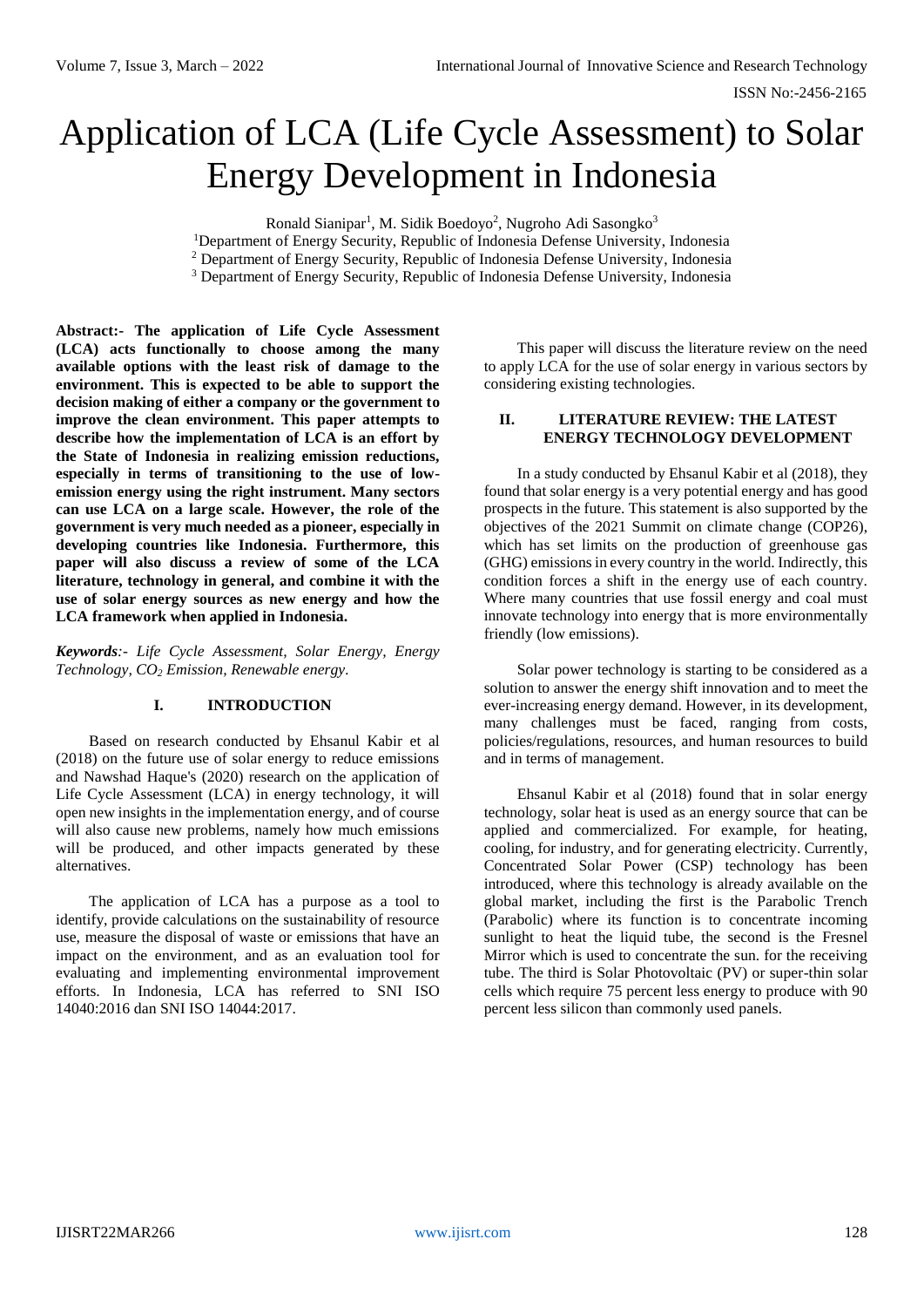# Application of LCA (Life Cycle Assessment) to Solar Energy Development in Indonesia

Ronald Sianipar[1], M. Sidik Boedoyo[2], Nugroho Adi Sasongko[3]

[1]Department of Energy Security, Republic of Indonesia Defense University, Indonesia
[2] Department of Energy Security, Republic of Indonesia Defense University, Indonesia
[3] Department of Energy Security, Republic of Indonesia Defense University, Indonesia

**Abstract:- The application of Life Cycle Assessment (LCA) acts functionally to choose among the many available options with the least risk of damage to the environment. This is expected to be able to support the decision making of either a company or the government to improve the clean environment. This paper attempts to describe how the implementation of LCA is an effort by the State of Indonesia in realizing emission reductions, especially in terms of transitioning to the use of low-emission energy using the right instrument. Many sectors can use LCA on a large scale. However, the role of the government is very much needed as a pioneer, especially in developing countries like Indonesia. Furthermore, this paper will also discuss a review of some of the LCA literature, technology in general, and combine it with the use of solar energy sources as new energy and how the LCA framework when applied in Indonesia.**

***Keywords**:- Life Cycle Assessment, Solar Energy, Energy Technology, $CO_2$ Emission, Renewable energy.*

## I. INTRODUCTION

Based on research conducted by Ehsanul Kabir et al (2018) on the future use of solar energy to reduce emissions and Nawshad Haque's (2020) research on the application of Life Cycle Assessment (LCA) in energy technology, it will open new insights in the implementation energy, and of course will also cause new problems, namely how much emissions will be produced, and other impacts generated by these alternatives.

The application of LCA has a purpose as a tool to identify, provide calculations on the sustainability of resource use, measure the disposal of waste or emissions that have an impact on the environment, and as an evaluation tool for evaluating and implementing environmental improvement efforts. In Indonesia, LCA has referred to SNI ISO 14040:2016 dan SNI ISO 14044:2017.

This paper will discuss the literature review on the need to apply LCA for the use of solar energy in various sectors by considering existing technologies.

## II. LITERATURE REVIEW: THE LATEST ENERGY TECHNOLOGY DEVELOPMENT

In a study conducted by Ehsanul Kabir et al (2018), they found that solar energy is a very potential energy and has good prospects in the future. This statement is also supported by the objectives of the 2021 Summit on climate change (COP26), which has set limits on the production of greenhouse gas (GHG) emissions in every country in the world. Indirectly, this condition forces a shift in the energy use of each country. Where many countries that use fossil energy and coal must innovate technology into energy that is more environmentally friendly (low emissions).

Solar power technology is starting to be considered as a solution to answer the energy shift innovation and to meet the ever-increasing energy demand. However, in its development, many challenges must be faced, ranging from costs, policies/regulations, resources, and human resources to build and in terms of management.

Ehsanul Kabir et al (2018) found that in solar energy technology, solar heat is used as an energy source that can be applied and commercialized. For example, for heating, cooling, for industry, and for generating electricity. Currently, Concentrated Solar Power (CSP) technology has been introduced, where this technology is already available on the global market, including the first is the Parabolic Trench (Parabolic) where its function is to concentrate incoming sunlight to heat the liquid tube, the second is the Fresnel Mirror which is used to concentrate the sun. for the receiving tube. The third is Solar Photovoltaic (PV) or super-thin solar cells which require 75 percent less energy to produce with 90 percent less silicon than commonly used panels.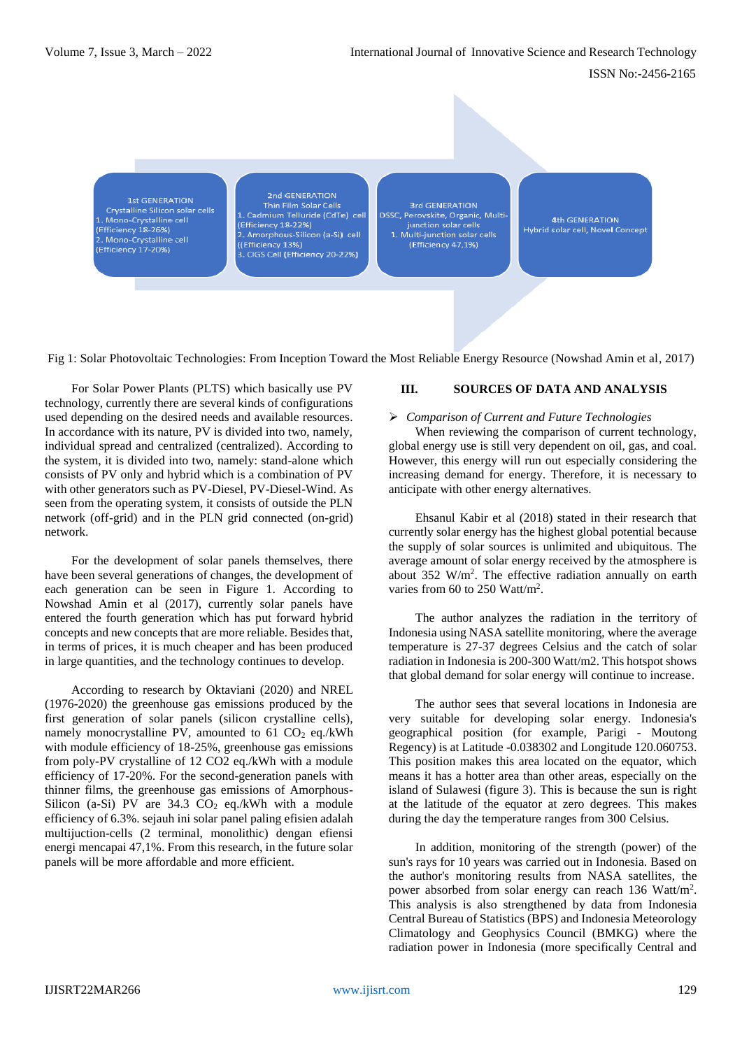1st GENERATION
Crystalline Silicon solar cells
1. Mono-Crystalline cell (Efficiency 18-26%)
2. Mono-Crystalline cell (Efficiency 17-20%)

2nd GENERATION
Thin Film Solar Cells
1. Cadmium Telluride (CdTe) cell (Efficiency 18-22%)
2. Amorphous-Silicon (a-Si) cell ((Efficiency 13%)
3. CIGS Cell (Efficiency 20-22%)

3rd GENERATION
DSSC, Perovskite, Organic, Multi-junction solar cells
1. Multi-junction solar cells (Efficiency 47,1%)

4th GENERATION
Hybrid solar cell, Novel Concept

Fig 1: Solar Photovoltaic Technologies: From Inception Toward the Most Reliable Energy Resource (Nowshad Amin et al, 2017)

For Solar Power Plants (PLTS) which basically use PV technology, currently there are several kinds of configurations used depending on the desired needs and available resources. In accordance with its nature, PV is divided into two, namely, individual spread and centralized (centralized). According to the system, it is divided into two, namely: stand-alone which consists of PV only and hybrid which is a combination of PV with other generators such as PV-Diesel, PV-Diesel-Wind. As seen from the operating system, it consists of outside the PLN network (off-grid) and in the PLN grid connected (on-grid) network.

For the development of solar panels themselves, there have been several generations of changes, the development of each generation can be seen in Figure 1. According to Nowshad Amin et al (2017), currently solar panels have entered the fourth generation which has put forward hybrid concepts and new concepts that are more reliable. Besides that, in terms of prices, it is much cheaper and has been produced in large quantities, and the technology continues to develop.

According to research by Oktaviani (2020) and NREL (1976-2020) the greenhouse gas emissions produced by the first generation of solar panels (silicon crystalline cells), namely monocrystalline PV, amounted to 61 $CO_2$ eq./kWh with module efficiency of 18-25%, greenhouse gas emissions from poly-PV crystalline of 12 CO2 eq./kWh with a module efficiency of 17-20%. For the second-generation panels with thinner films, the greenhouse gas emissions of Amorphous-Silicon (a-Si) PV are 34.3 $CO_2$ eq./kWh with a module efficiency of 6.3%. sejauh ini solar panel paling efisien adalah multijuction-cells (2 terminal, monolithic) dengan efiensi energi mencapai 47,1%. From this research, in the future solar panels will be more affordable and more efficient.

## III. SOURCES OF DATA AND ANALYSIS

➢ *Comparison of Current and Future Technologies*

When reviewing the comparison of current technology, global energy use is still very dependent on oil, gas, and coal. However, this energy will run out especially considering the increasing demand for energy. Therefore, it is necessary to anticipate with other energy alternatives.

Ehsanul Kabir et al (2018) stated in their research that currently solar energy has the highest global potential because the supply of solar sources is unlimited and ubiquitous. The average amount of solar energy received by the atmosphere is about 352 $W/m^2$. The effective radiation annually on earth varies from 60 to 250 $Watt/m^2$.

The author analyzes the radiation in the territory of Indonesia using NASA satellite monitoring, where the average temperature is 27-37 degrees Celsius and the catch of solar radiation in Indonesia is 200-300 Watt/m2. This hotspot shows that global demand for solar energy will continue to increase.

The author sees that several locations in Indonesia are very suitable for developing solar energy. Indonesia's geographical position (for example, Parigi - Moutong Regency) is at Latitude -0.038302 and Longitude 120.060753. This position makes this area located on the equator, which means it has a hotter area than other areas, especially on the island of Sulawesi (figure 3). This is because the sun is right at the latitude of the equator at zero degrees. This makes during the day the temperature ranges from 300 Celsius.

In addition, monitoring of the strength (power) of the sun's rays for 10 years was carried out in Indonesia. Based on the author's monitoring results from NASA satellites, the power absorbed from solar energy can reach 136 $Watt/m^2$. This analysis is also strengthened by data from Indonesia Central Bureau of Statistics (BPS) and Indonesia Meteorology Climatology and Geophysics Council (BMKG) where the radiation power in Indonesia (more specifically Central and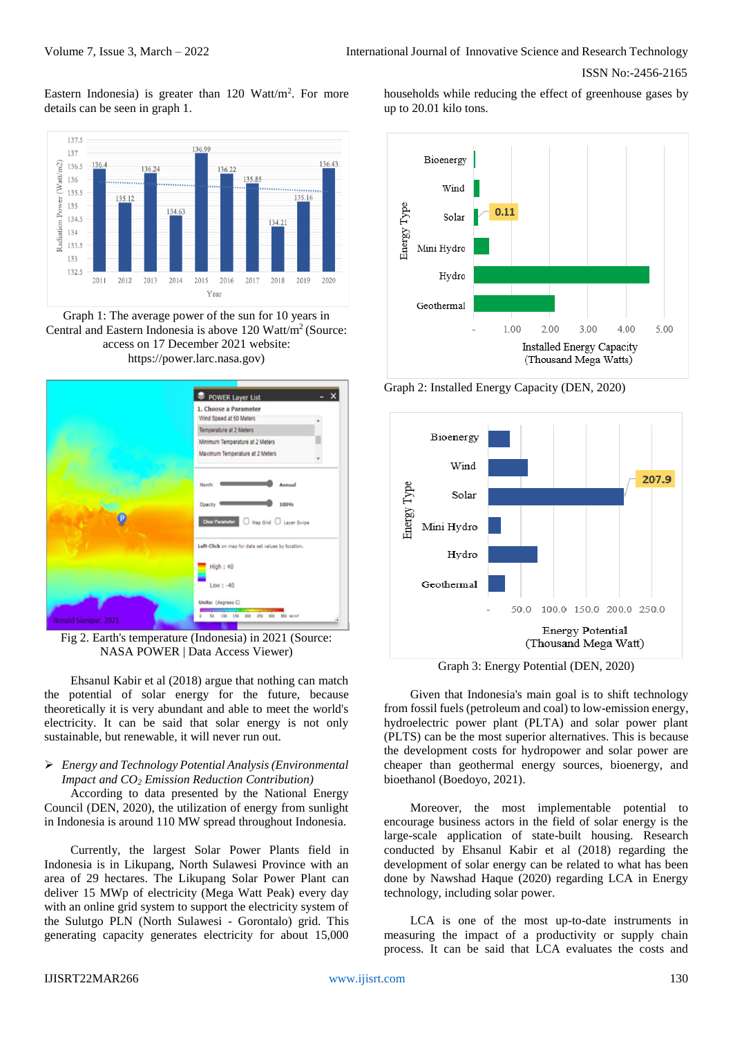Eastern Indonesia) is greater than 120 Watt/m$^2$. For more details can be seen in graph 1.

Graph 1: The average power of the sun for 10 years in Central and Eastern Indonesia is above 120 Watt/m$^2$ (Source: access on 17 December 2021 website: https://power.larc.nasa.gov)

Fig 2. Earth's temperature (Indonesia) in 2021 (Source: NASA POWER | Data Access Viewer)

Ehsanul Kabir et al (2018) argue that nothing can match the potential of solar energy for the future, because theoretically it is very abundant and able to meet the world's electricity. It can be said that solar energy is not only sustainable, but renewable, it will never run out.

➢ *Energy and Technology Potential Analysis (Environmental Impact and $CO_2$ Emission Reduction Contribution)*

According to data presented by the National Energy Council (DEN, 2020), the utilization of energy from sunlight in Indonesia is around 110 MW spread throughout Indonesia.

Currently, the largest Solar Power Plants field in Indonesia is in Likupang, North Sulawesi Province with an area of 29 hectares. The Likupang Solar Power Plant can deliver 15 MWp of electricity (Mega Watt Peak) every day with an online grid system to support the electricity system of the Sulutgo PLN (North Sulawesi - Gorontalo) grid. This generating capacity generates electricity for about 15,000 households while reducing the effect of greenhouse gases by up to 20.01 kilo tons.

Graph 2: Installed Energy Capacity (DEN, 2020)

Graph 3: Energy Potential (DEN, 2020)

Given that Indonesia's main goal is to shift technology from fossil fuels (petroleum and coal) to low-emission energy, hydroelectric power plant (PLTA) and solar power plant (PLTS) can be the most superior alternatives. This is because the development costs for hydropower and solar power are cheaper than geothermal energy sources, bioenergy, and bioethanol (Boedoyo, 2021).

Moreover, the most implementable potential to encourage business actors in the field of solar energy is the large-scale application of state-built housing. Research conducted by Ehsanul Kabir et al (2018) regarding the development of solar energy can be related to what has been done by Nawshad Haque (2020) regarding LCA in Energy technology, including solar power.

LCA is one of the most up-to-date instruments in measuring the impact of a productivity or supply chain process. It can be said that LCA evaluates the costs and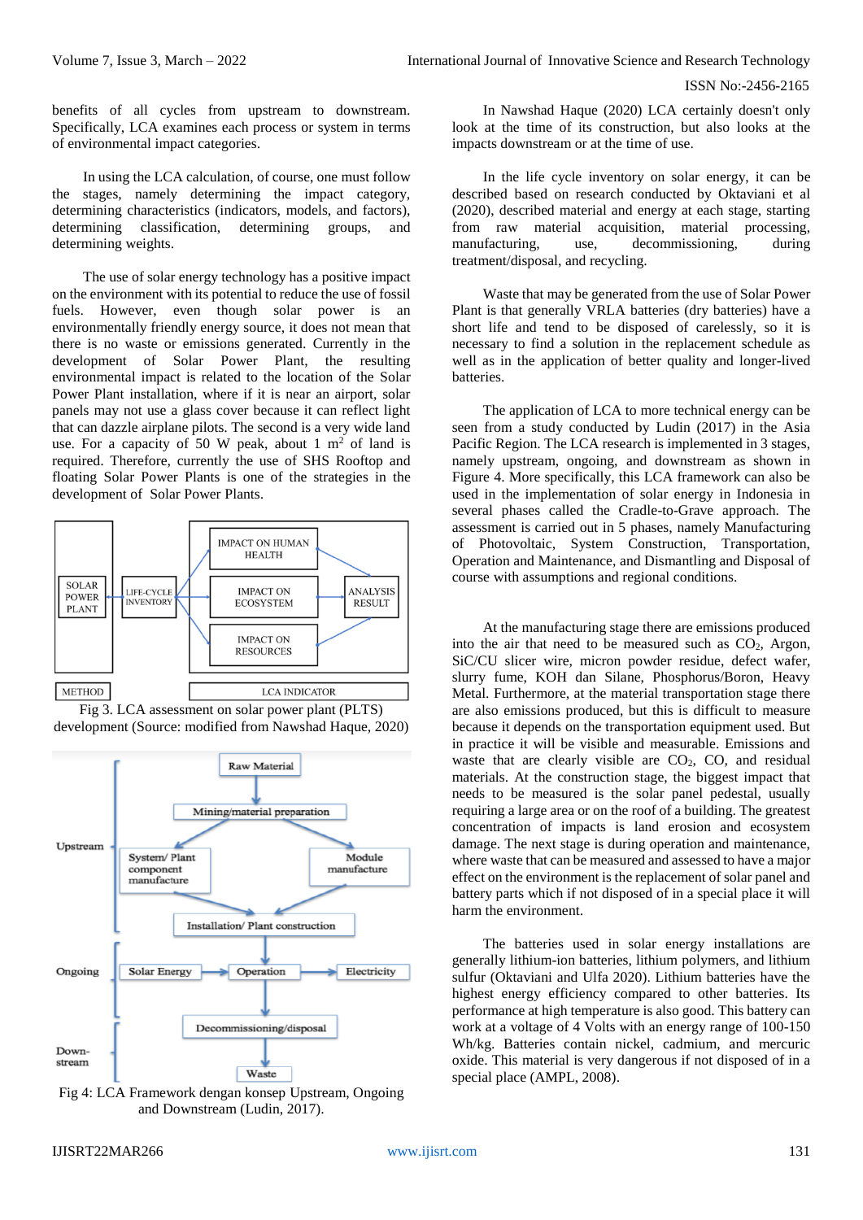benefits of all cycles from upstream to downstream. Specifically, LCA examines each process or system in terms of environmental impact categories.

In using the LCA calculation, of course, one must follow the stages, namely determining the impact category, determining characteristics (indicators, models, and factors), determining classification, determining groups, and determining weights.

The use of solar energy technology has a positive impact on the environment with its potential to reduce the use of fossil fuels. However, even though solar power is an environmentally friendly energy source, it does not mean that there is no waste or emissions generated. Currently in the development of Solar Power Plant, the resulting environmental impact is related to the location of the Solar Power Plant installation, where if it is near an airport, solar panels may not use a glass cover because it can reflect light that can dazzle airplane pilots. The second is a very wide land use. For a capacity of 50 W peak, about 1 $m^2$ of land is required. Therefore, currently the use of SHS Rooftop and floating Solar Power Plants is one of the strategies in the development of Solar Power Plants.

SOLAR POWER PLANT | LIFE-CYCLE INVENTORY | IMPACT ON HUMAN HEALTH | IMPACT ON ECOSYSTEM | IMPACT ON RESOURCES | ANALYSIS RESULT | METHOD | LCA INDICATOR

Fig 3. LCA assessment on solar power plant (PLTS) development (Source: modified from Nawshad Haque, 2020)

Upstream: Raw Material → Mining/material preparation → System/ Plant component manufacture; Module manufacture → Installation/ Plant construction
Ongoing: Solar Energy → Operation → Electricity
Down-stream: Decommissioning/disposal → Waste

Fig 4: LCA Framework dengan konsep Upstream, Ongoing and Downstream (Ludin, 2017).

In Nawshad Haque (2020) LCA certainly doesn't only look at the time of its construction, but also looks at the impacts downstream or at the time of use.

In the life cycle inventory on solar energy, it can be described based on research conducted by Oktaviani et al (2020), described material and energy at each stage, starting from raw material acquisition, material processing, manufacturing, use, decommissioning, during treatment/disposal, and recycling.

Waste that may be generated from the use of Solar Power Plant is that generally VRLA batteries (dry batteries) have a short life and tend to be disposed of carelessly, so it is necessary to find a solution in the replacement schedule as well as in the application of better quality and longer-lived batteries.

The application of LCA to more technical energy can be seen from a study conducted by Ludin (2017) in the Asia Pacific Region. The LCA research is implemented in 3 stages, namely upstream, ongoing, and downstream as shown in Figure 4. More specifically, this LCA framework can also be used in the implementation of solar energy in Indonesia in several phases called the Cradle-to-Grave approach. The assessment is carried out in 5 phases, namely Manufacturing of Photovoltaic, System Construction, Transportation, Operation and Maintenance, and Dismantling and Disposal of course with assumptions and regional conditions.

At the manufacturing stage there are emissions produced into the air that need to be measured such as $CO_2$, Argon, SiC/CU slicer wire, micron powder residue, defect wafer, slurry fume, KOH dan Silane, Phosphorus/Boron, Heavy Metal. Furthermore, at the material transportation stage there are also emissions produced, but this is difficult to measure because it depends on the transportation equipment used. But in practice it will be visible and measurable. Emissions and waste that are clearly visible are $CO_2$, CO, and residual materials. At the construction stage, the biggest impact that needs to be measured is the solar panel pedestal, usually requiring a large area or on the roof of a building. The greatest concentration of impacts is land erosion and ecosystem damage. The next stage is during operation and maintenance, where waste that can be measured and assessed to have a major effect on the environment is the replacement of solar panel and battery parts which if not disposed of in a special place it will harm the environment.

The batteries used in solar energy installations are generally lithium-ion batteries, lithium polymers, and lithium sulfur (Oktaviani and Ulfa 2020). Lithium batteries have the highest energy efficiency compared to other batteries. Its performance at high temperature is also good. This battery can work at a voltage of 4 Volts with an energy range of 100-150 Wh/kg. Batteries contain nickel, cadmium, and mercuric oxide. This material is very dangerous if not disposed of in a special place (AMPL, 2008).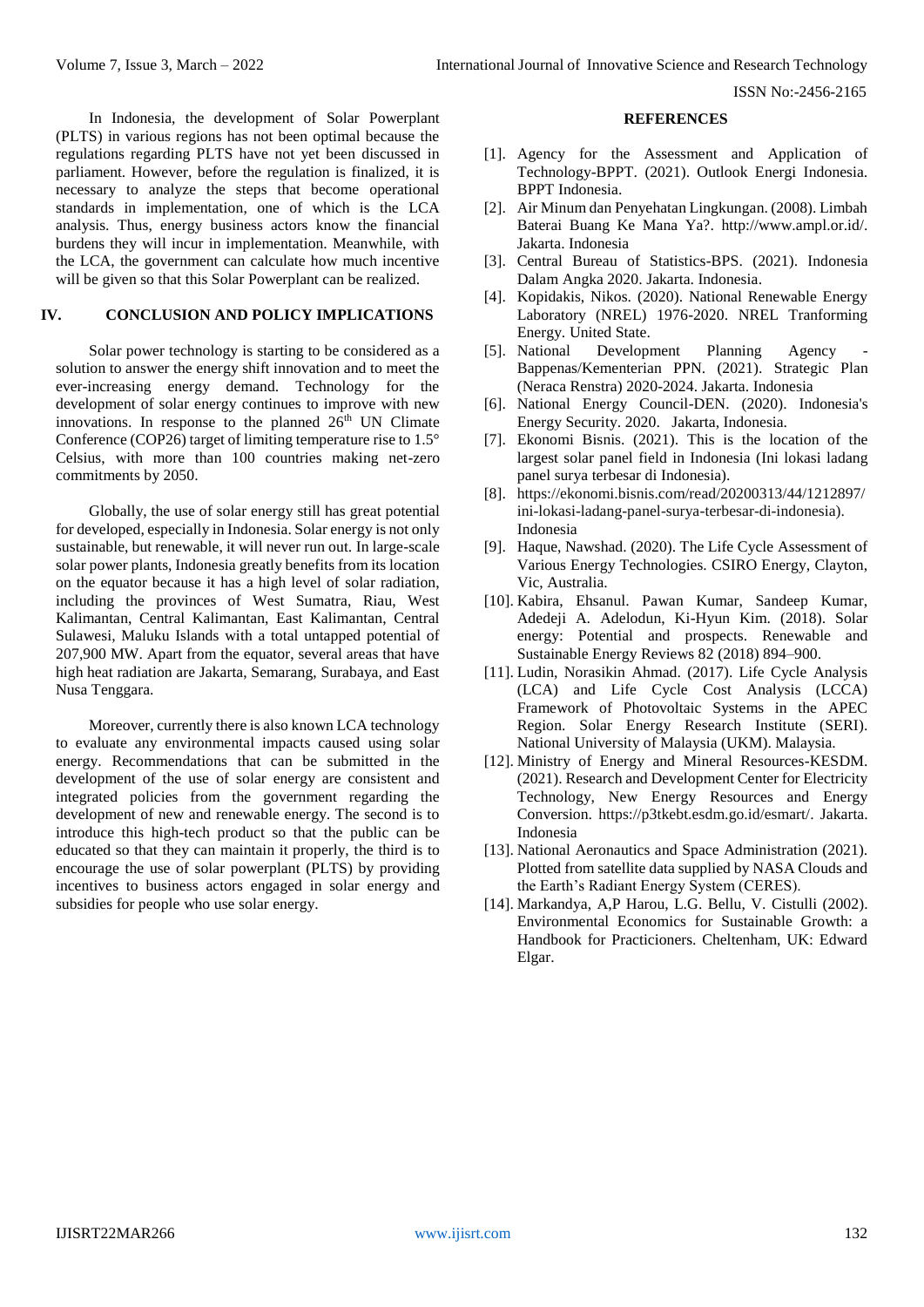In Indonesia, the development of Solar Powerplant (PLTS) in various regions has not been optimal because the regulations regarding PLTS have not yet been discussed in parliament. However, before the regulation is finalized, it is necessary to analyze the steps that become operational standards in implementation, one of which is the LCA analysis. Thus, energy business actors know the financial burdens they will incur in implementation. Meanwhile, with the LCA, the government can calculate how much incentive will be given so that this Solar Powerplant can be realized.

## IV. CONCLUSION AND POLICY IMPLICATIONS

Solar power technology is starting to be considered as a solution to answer the energy shift innovation and to meet the ever-increasing energy demand. Technology for the development of solar energy continues to improve with new innovations. In response to the planned 26th UN Climate Conference (COP26) target of limiting temperature rise to 1.5° Celsius, with more than 100 countries making net-zero commitments by 2050.

Globally, the use of solar energy still has great potential for developed, especially in Indonesia. Solar energy is not only sustainable, but renewable, it will never run out. In large-scale solar power plants, Indonesia greatly benefits from its location on the equator because it has a high level of solar radiation, including the provinces of West Sumatra, Riau, West Kalimantan, Central Kalimantan, East Kalimantan, Central Sulawesi, Maluku Islands with a total untapped potential of 207,900 MW. Apart from the equator, several areas that have high heat radiation are Jakarta, Semarang, Surabaya, and East Nusa Tenggara.

Moreover, currently there is also known LCA technology to evaluate any environmental impacts caused using solar energy. Recommendations that can be submitted in the development of the use of solar energy are consistent and integrated policies from the government regarding the development of new and renewable energy. The second is to introduce this high-tech product so that the public can be educated so that they can maintain it properly, the third is to encourage the use of solar powerplant (PLTS) by providing incentives to business actors engaged in solar energy and subsidies for people who use solar energy.

## REFERENCES

[1]. Agency for the Assessment and Application of Technology-BPPT. (2021). Outlook Energi Indonesia. BPPT Indonesia.

[2]. Air Minum dan Penyehatan Lingkungan. (2008). Limbah Baterai Buang Ke Mana Ya?. http://www.ampl.or.id/. Jakarta. Indonesia

[3]. Central Bureau of Statistics-BPS. (2021). Indonesia Dalam Angka 2020. Jakarta. Indonesia.

[4]. Kopidakis, Nikos. (2020). National Renewable Energy Laboratory (NREL) 1976-2020. NREL Tranforming Energy. United State.

[5]. National Development Planning Agency - Bappenas/Kementerian PPN. (2021). Strategic Plan (Neraca Renstra) 2020-2024. Jakarta. Indonesia

[6]. National Energy Council-DEN. (2020). Indonesia's Energy Security. 2020. Jakarta, Indonesia.

[7]. Ekonomi Bisnis. (2021). This is the location of the largest solar panel field in Indonesia (Ini lokasi ladang panel surya terbesar di Indonesia).

[8]. https://ekonomi.bisnis.com/read/20200313/44/1212897/ini-lokasi-ladang-panel-surya-terbesar-di-indonesia). Indonesia

[9]. Haque, Nawshad. (2020). The Life Cycle Assessment of Various Energy Technologies. CSIRO Energy, Clayton, Vic, Australia.

[10]. Kabira, Ehsanul. Pawan Kumar, Sandeep Kumar, Adedeji A. Adelodun, Ki-Hyun Kim. (2018). Solar energy: Potential and prospects. Renewable and Sustainable Energy Reviews 82 (2018) 894–900.

[11]. Ludin, Norasikin Ahmad. (2017). Life Cycle Analysis (LCA) and Life Cycle Cost Analysis (LCCA) Framework of Photovoltaic Systems in the APEC Region. Solar Energy Research Institute (SERI). National University of Malaysia (UKM). Malaysia.

[12]. Ministry of Energy and Mineral Resources-KESDM. (2021). Research and Development Center for Electricity Technology, New Energy Resources and Energy Conversion. https://p3tkebt.esdm.go.id/esmart/. Jakarta. Indonesia

[13]. National Aeronautics and Space Administration (2021). Plotted from satellite data supplied by NASA Clouds and the Earth's Radiant Energy System (CERES).

[14]. Markandya, A,P Harou, L.G. Bellu, V. Cistulli (2002). Environmental Economics for Sustainable Growth: a Handbook for Practicioners. Cheltenham, UK: Edward Elgar.